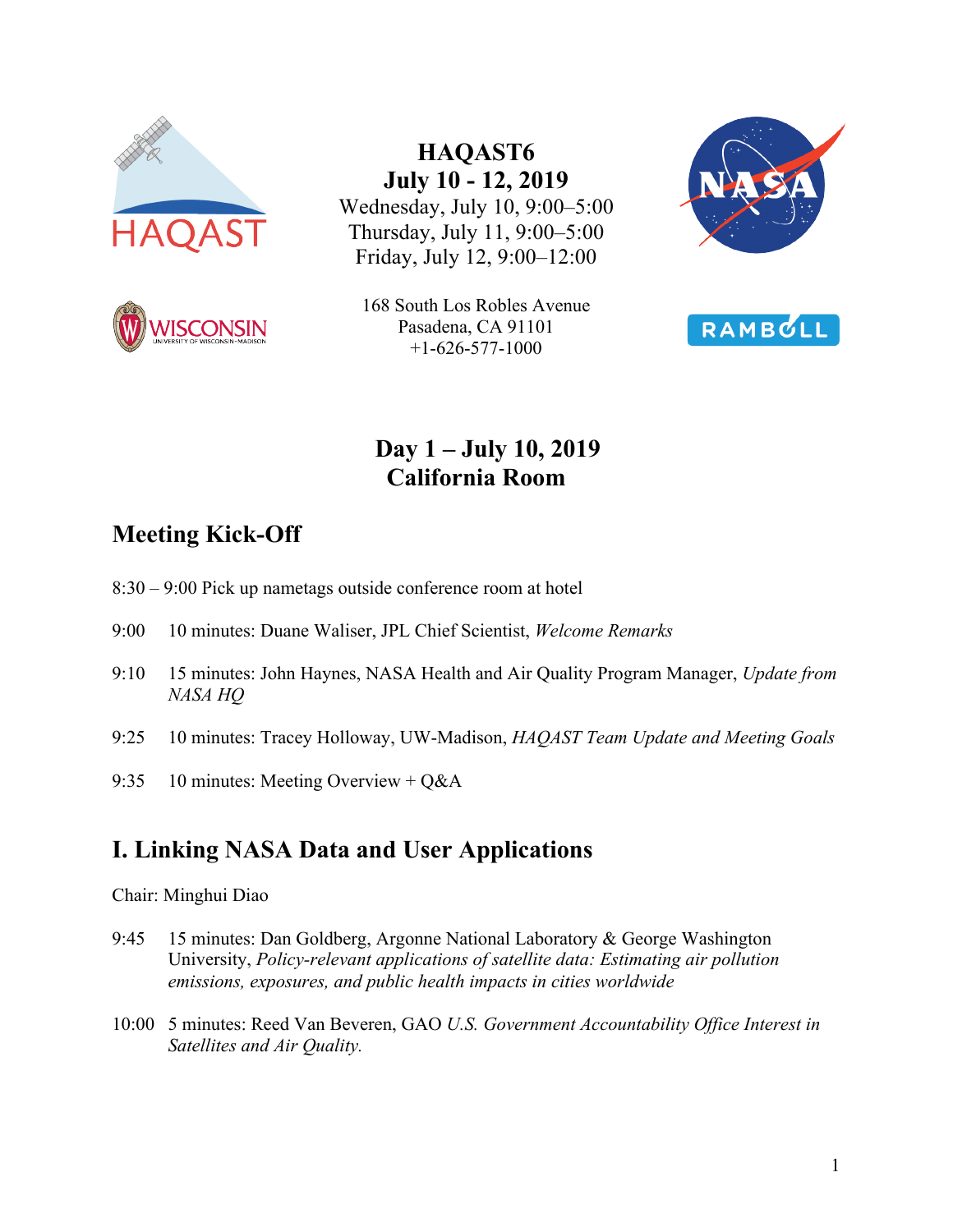# HAQAST6
## July 10 - 12, 2019

Wednesday, July 10, 9:00–5:00
Thursday, July 11, 9:00–5:00
Friday, July 12, 9:00–12:00

168 South Los Robles Avenue
Pasadena, CA 91101
+1-626-577-1000

## Day 1 – July 10, 2019
## California Room

## Meeting Kick-Off

8:30 – 9:00 Pick up nametags outside conference room at hotel

9:00 10 minutes: Duane Waliser, JPL Chief Scientist, *Welcome Remarks*

9:10 15 minutes: John Haynes, NASA Health and Air Quality Program Manager, *Update from NASA HQ*

9:25 10 minutes: Tracey Holloway, UW-Madison, *HAQAST Team Update and Meeting Goals*

9:35 10 minutes: Meeting Overview + Q&A

## I. Linking NASA Data and User Applications

Chair: Minghui Diao

9:45 15 minutes: Dan Goldberg, Argonne National Laboratory & George Washington University, *Policy-relevant applications of satellite data: Estimating air pollution emissions, exposures, and public health impacts in cities worldwide*

10:00 5 minutes: Reed Van Beveren, GAO *U.S. Government Accountability Office Interest in Satellites and Air Quality.*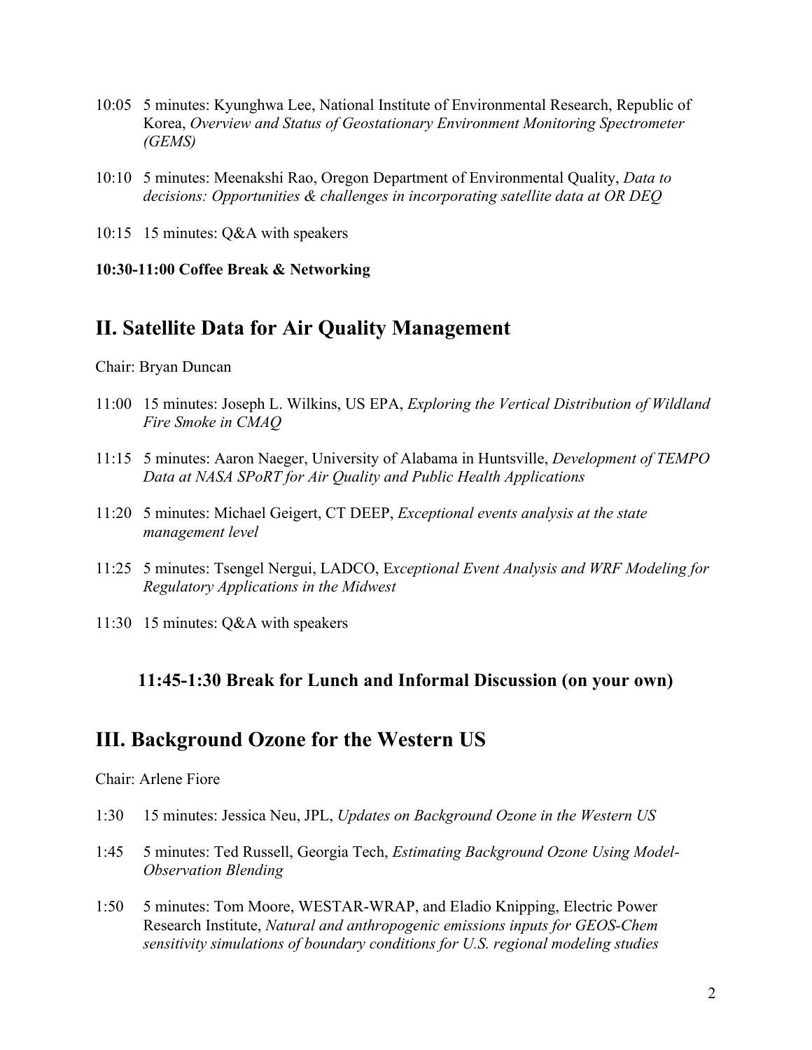10:05 5 minutes: Kyunghwa Lee, National Institute of Environmental Research, Republic of Korea, *Overview and Status of Geostationary Environment Monitoring Spectrometer (GEMS)*

10:10 5 minutes: Meenakshi Rao, Oregon Department of Environmental Quality, *Data to decisions: Opportunities & challenges in incorporating satellite data at OR DEQ*

10:15 15 minutes: Q&A with speakers

**10:30-11:00 Coffee Break & Networking**

## II. Satellite Data for Air Quality Management

Chair: Bryan Duncan

11:00 15 minutes: Joseph L. Wilkins, US EPA, *Exploring the Vertical Distribution of Wildland Fire Smoke in CMAQ*

11:15 5 minutes: Aaron Naeger, University of Alabama in Huntsville, *Development of TEMPO Data at NASA SPoRT for Air Quality and Public Health Applications*

11:20 5 minutes: Michael Geigert, CT DEEP, *Exceptional events analysis at the state management level*

11:25 5 minutes: Tsengel Nergui, LADCO, E*xceptional Event Analysis and WRF Modeling for Regulatory Applications in the Midwest*

11:30 15 minutes: Q&A with speakers

**11:45-1:30 Break for Lunch and Informal Discussion (on your own)**

## III. Background Ozone for the Western US

Chair: Arlene Fiore

1:30 15 minutes: Jessica Neu, JPL, *Updates on Background Ozone in the Western US*

1:45 5 minutes: Ted Russell, Georgia Tech, *Estimating Background Ozone Using Model-Observation Blending*

1:50 5 minutes: Tom Moore, WESTAR-WRAP, and Eladio Knipping, Electric Power Research Institute, *Natural and anthropogenic emissions inputs for GEOS-Chem sensitivity simulations of boundary conditions for U.S. regional modeling studies*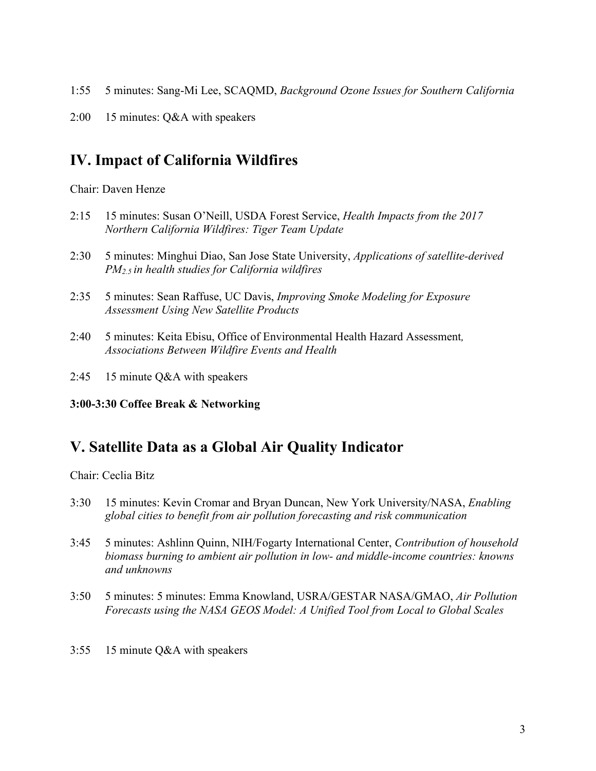1:55 5 minutes: Sang-Mi Lee, SCAQMD, *Background Ozone Issues for Southern California*

2:00 15 minutes: Q&A with speakers

## IV. Impact of California Wildfires

Chair: Daven Henze

2:15 15 minutes: Susan O'Neill, USDA Forest Service, *Health Impacts from the 2017 Northern California Wildfires: Tiger Team Update*

2:30 5 minutes: Minghui Diao, San Jose State University, *Applications of satellite-derived $PM_{2.5}$ in health studies for California wildfires*

2:35 5 minutes: Sean Raffuse, UC Davis, *Improving Smoke Modeling for Exposure Assessment Using New Satellite Products*

2:40 5 minutes: Keita Ebisu, Office of Environmental Health Hazard Assessment*, Associations Between Wildfire Events and Health*

2:45 15 minute Q&A with speakers

**3:00-3:30 Coffee Break & Networking**

## V. Satellite Data as a Global Air Quality Indicator

Chair: Ceclia Bitz

3:30 15 minutes: Kevin Cromar and Bryan Duncan, New York University/NASA, *Enabling global cities to benefit from air pollution forecasting and risk communication*

3:45 5 minutes: Ashlinn Quinn, NIH/Fogarty International Center, *Contribution of household biomass burning to ambient air pollution in low- and middle-income countries: knowns and unknowns*

3:50 5 minutes: 5 minutes: Emma Knowland, USRA/GESTAR NASA/GMAO, *Air Pollution Forecasts using the NASA GEOS Model: A Unified Tool from Local to Global Scales*

3:55 15 minute Q&A with speakers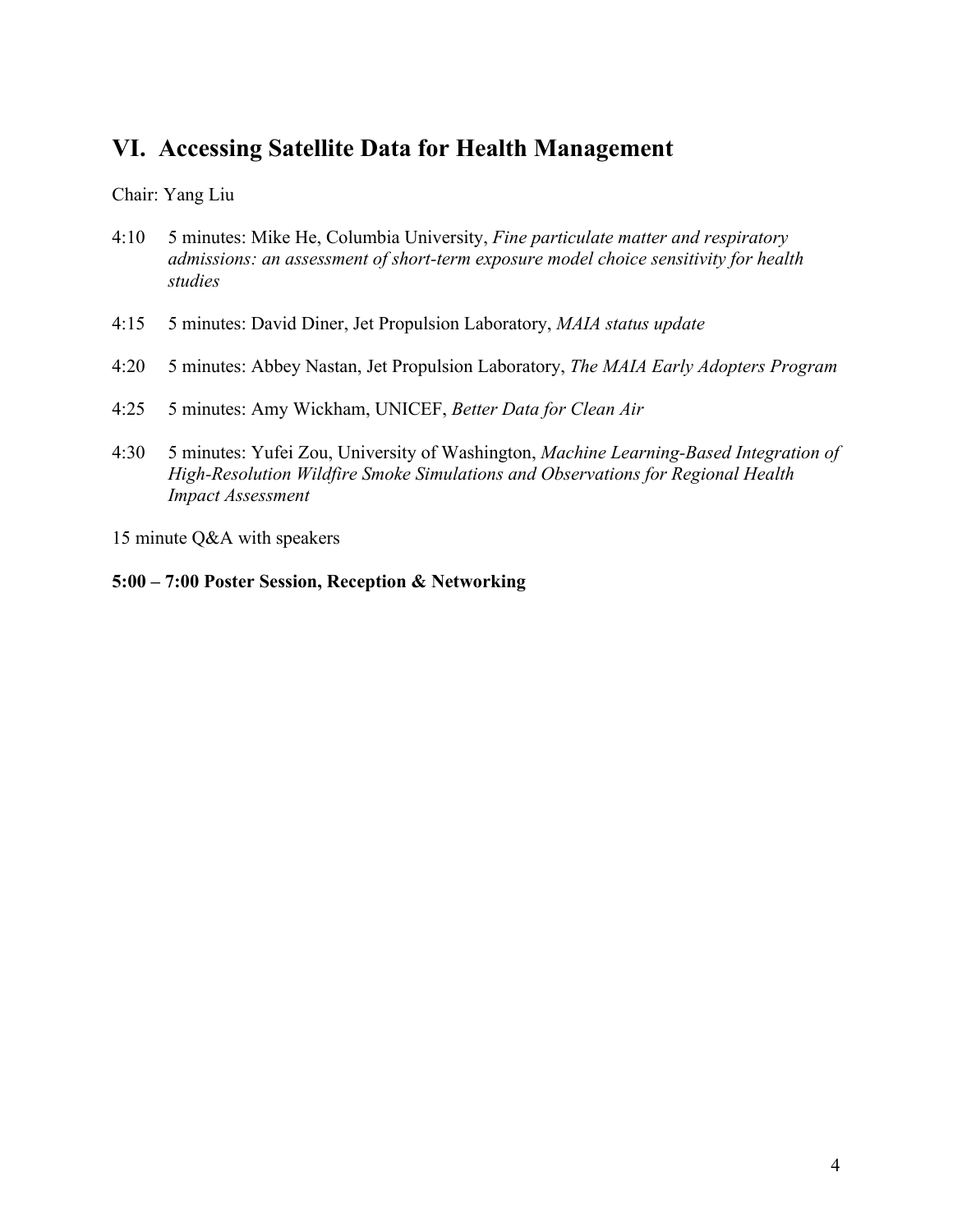## VI. Accessing Satellite Data for Health Management

Chair: Yang Liu

4:10 5 minutes: Mike He, Columbia University, *Fine particulate matter and respiratory admissions: an assessment of short-term exposure model choice sensitivity for health studies*

4:15 5 minutes: David Diner, Jet Propulsion Laboratory, *MAIA status update*

4:20 5 minutes: Abbey Nastan, Jet Propulsion Laboratory, *The MAIA Early Adopters Program*

4:25 5 minutes: Amy Wickham, UNICEF, *Better Data for Clean Air*

4:30 5 minutes: Yufei Zou, University of Washington, *Machine Learning-Based Integration of High-Resolution Wildfire Smoke Simulations and Observations for Regional Health Impact Assessment*

15 minute Q&A with speakers

**5:00 – 7:00 Poster Session, Reception & Networking**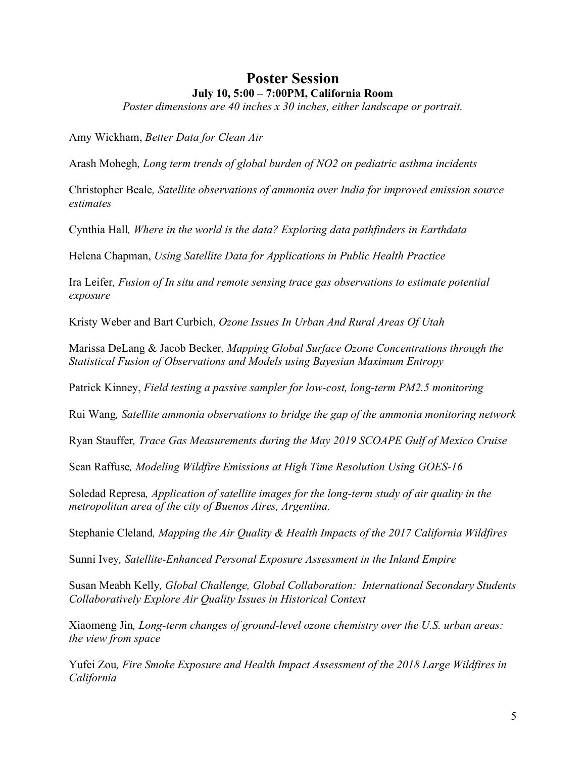# Poster Session

**July 10, 5:00 – 7:00PM, California Room**

*Poster dimensions are 40 inches x 30 inches, either landscape or portrait.*

Amy Wickham, *Better Data for Clean Air*

Arash Mohegh, *Long term trends of global burden of NO2 on pediatric asthma incidents*

Christopher Beale, *Satellite observations of ammonia over India for improved emission source estimates*

Cynthia Hall, *Where in the world is the data? Exploring data pathfinders in Earthdata*

Helena Chapman, *Using Satellite Data for Applications in Public Health Practice*

Ira Leifer, *Fusion of In situ and remote sensing trace gas observations to estimate potential exposure*

Kristy Weber and Bart Curbich, *Ozone Issues In Urban And Rural Areas Of Utah*

Marissa DeLang & Jacob Becker, *Mapping Global Surface Ozone Concentrations through the Statistical Fusion of Observations and Models using Bayesian Maximum Entropy*

Patrick Kinney, *Field testing a passive sampler for low-cost, long-term PM2.5 monitoring*

Rui Wang, *Satellite ammonia observations to bridge the gap of the ammonia monitoring network*

Ryan Stauffer, *Trace Gas Measurements during the May 2019 SCOAPE Gulf of Mexico Cruise*

Sean Raffuse, *Modeling Wildfire Emissions at High Time Resolution Using GOES-16*

Soledad Represa, *Application of satellite images for the long-term study of air quality in the metropolitan area of the city of Buenos Aires, Argentina.*

Stephanie Cleland, *Mapping the Air Quality & Health Impacts of the 2017 California Wildfires*

Sunni Ivey, *Satellite-Enhanced Personal Exposure Assessment in the Inland Empire*

Susan Meabh Kelly, *Global Challenge, Global Collaboration: International Secondary Students Collaboratively Explore Air Quality Issues in Historical Context*

Xiaomeng Jin, *Long-term changes of ground-level ozone chemistry over the U.S. urban areas: the view from space*

Yufei Zou, *Fire Smoke Exposure and Health Impact Assessment of the 2018 Large Wildfires in California*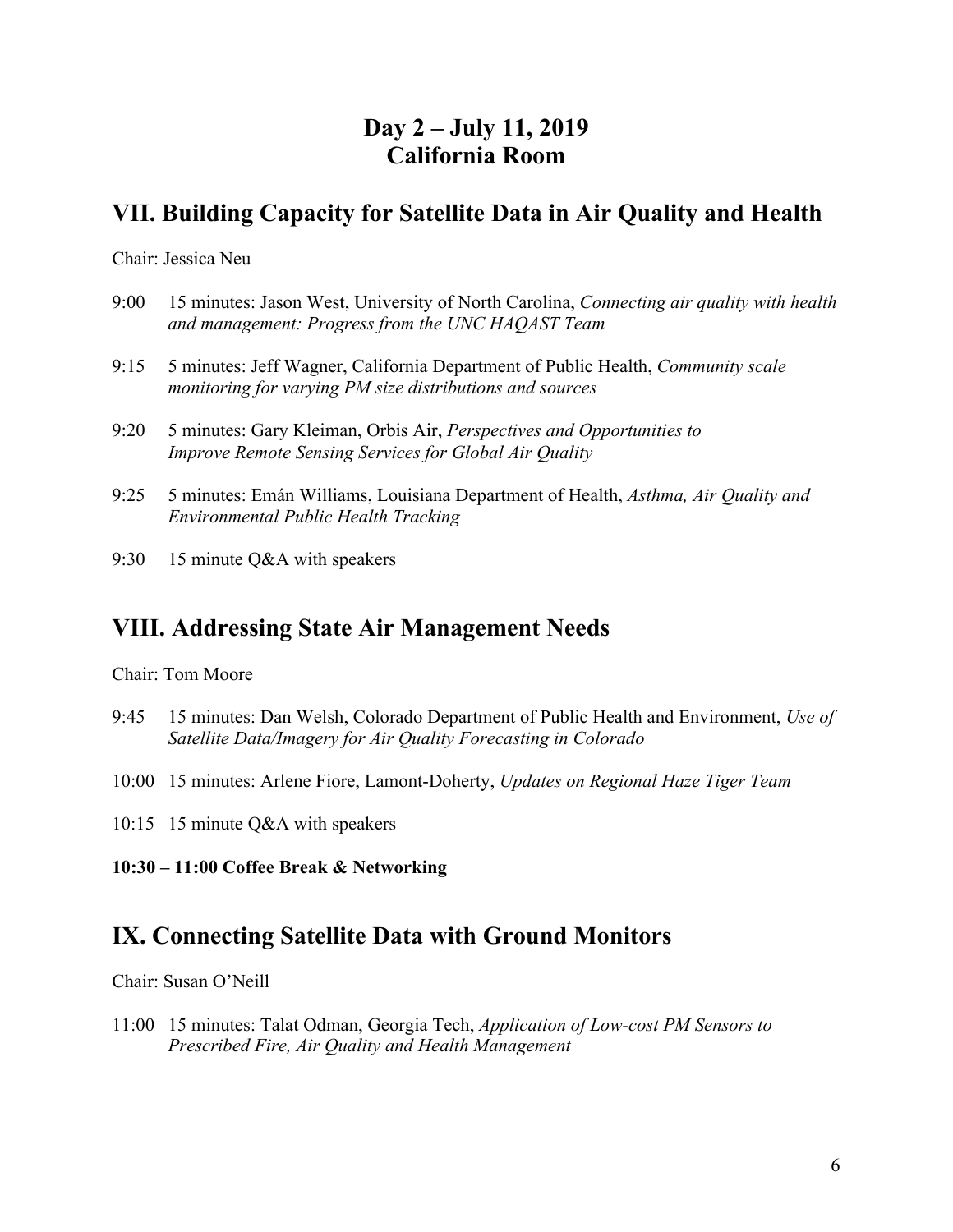# Day 2 – July 11, 2019
# California Room

## VII. Building Capacity for Satellite Data in Air Quality and Health

Chair: Jessica Neu

9:00 15 minutes: Jason West, University of North Carolina, *Connecting air quality with health and management: Progress from the UNC HAQAST Team*

9:15 5 minutes: Jeff Wagner, California Department of Public Health, *Community scale monitoring for varying PM size distributions and sources*

9:20 5 minutes: Gary Kleiman, Orbis Air, *Perspectives and Opportunities to Improve Remote Sensing Services for Global Air Quality*

9:25 5 minutes: Emán Williams, Louisiana Department of Health, *Asthma, Air Quality and Environmental Public Health Tracking*

9:30 15 minute Q&A with speakers

## VIII. Addressing State Air Management Needs

Chair: Tom Moore

9:45 15 minutes: Dan Welsh, Colorado Department of Public Health and Environment, *Use of Satellite Data/Imagery for Air Quality Forecasting in Colorado*

10:00 15 minutes: Arlene Fiore, Lamont-Doherty, *Updates on Regional Haze Tiger Team*

10:15 15 minute Q&A with speakers

**10:30 – 11:00 Coffee Break & Networking**

## IX. Connecting Satellite Data with Ground Monitors

Chair: Susan O'Neill

11:00 15 minutes: Talat Odman, Georgia Tech, *Application of Low-cost PM Sensors to Prescribed Fire, Air Quality and Health Management*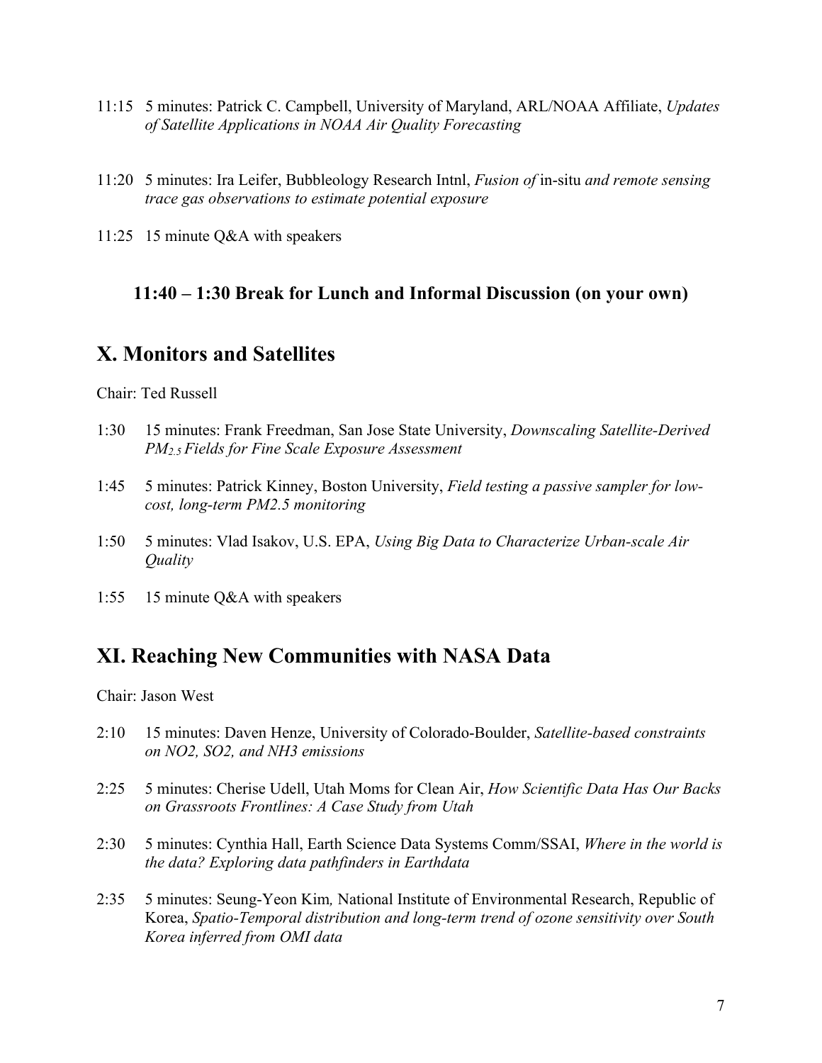11:15 5 minutes: Patrick C. Campbell, University of Maryland, ARL/NOAA Affiliate, *Updates of Satellite Applications in NOAA Air Quality Forecasting*

11:20 5 minutes: Ira Leifer, Bubbleology Research Intnl, *Fusion of* in-situ *and remote sensing trace gas observations to estimate potential exposure*

11:25 15 minute Q&A with speakers

**11:40 – 1:30 Break for Lunch and Informal Discussion (on your own)**

## X. Monitors and Satellites

Chair: Ted Russell

1:30 15 minutes: Frank Freedman, San Jose State University, *Downscaling Satellite-Derived $PM_{2.5}$ Fields for Fine Scale Exposure Assessment*

1:45 5 minutes: Patrick Kinney, Boston University, *Field testing a passive sampler for low-cost, long-term PM2.5 monitoring*

1:50 5 minutes: Vlad Isakov, U.S. EPA, *Using Big Data to Characterize Urban-scale Air Quality*

1:55 15 minute Q&A with speakers

## XI. Reaching New Communities with NASA Data

Chair: Jason West

2:10 15 minutes: Daven Henze, University of Colorado-Boulder, *Satellite-based constraints on NO2, SO2, and NH3 emissions*

2:25 5 minutes: Cherise Udell, Utah Moms for Clean Air, *How Scientific Data Has Our Backs on Grassroots Frontlines: A Case Study from Utah*

2:30 5 minutes: Cynthia Hall, Earth Science Data Systems Comm/SSAI, *Where in the world is the data? Exploring data pathfinders in Earthdata*

2:35 5 minutes: Seung-Yeon Kim*,* National Institute of Environmental Research, Republic of Korea, *Spatio-Temporal distribution and long-term trend of ozone sensitivity over South Korea inferred from OMI data*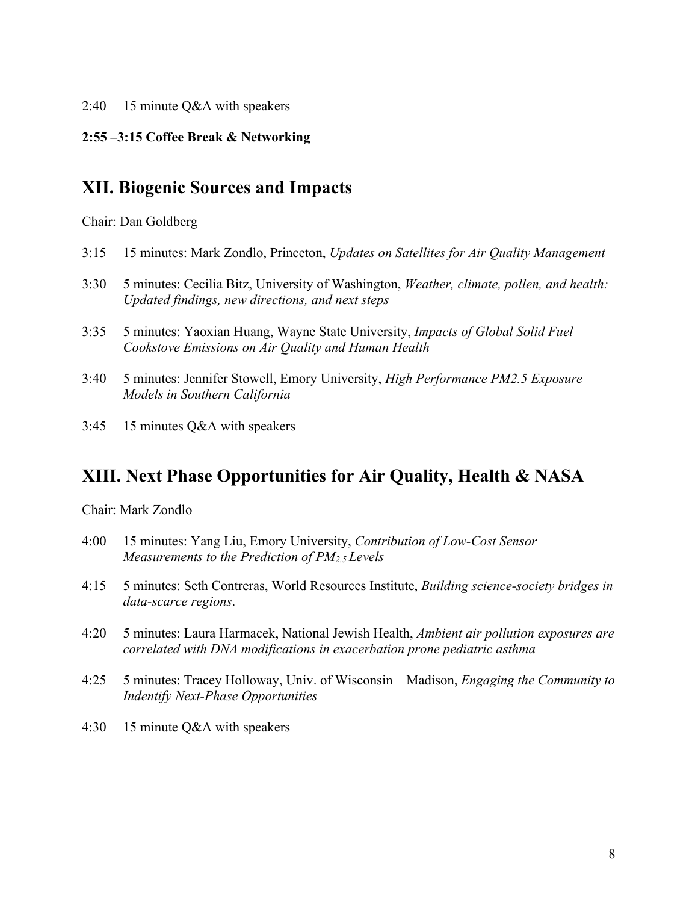2:40 15 minute Q&A with speakers

**2:55 –3:15 Coffee Break & Networking**

## XII. Biogenic Sources and Impacts

Chair: Dan Goldberg

3:15 15 minutes: Mark Zondlo, Princeton, *Updates on Satellites for Air Quality Management*

3:30 5 minutes: Cecilia Bitz, University of Washington, *Weather, climate, pollen, and health: Updated findings, new directions, and next steps*

3:35 5 minutes: Yaoxian Huang, Wayne State University, *Impacts of Global Solid Fuel Cookstove Emissions on Air Quality and Human Health*

3:40 5 minutes: Jennifer Stowell, Emory University, *High Performance PM2.5 Exposure Models in Southern California*

3:45 15 minutes Q&A with speakers

## XIII. Next Phase Opportunities for Air Quality, Health & NASA

Chair: Mark Zondlo

4:00 15 minutes: Yang Liu, Emory University, *Contribution of Low-Cost Sensor Measurements to the Prediction of $PM_{2.5}$ Levels*

4:15 5 minutes: Seth Contreras, World Resources Institute, *Building science-society bridges in data-scarce regions*.

4:20 5 minutes: Laura Harmacek, National Jewish Health, *Ambient air pollution exposures are correlated with DNA modifications in exacerbation prone pediatric asthma*

4:25 5 minutes: Tracey Holloway, Univ. of Wisconsin—Madison, *Engaging the Community to Indentify Next-Phase Opportunities*

4:30 15 minute Q&A with speakers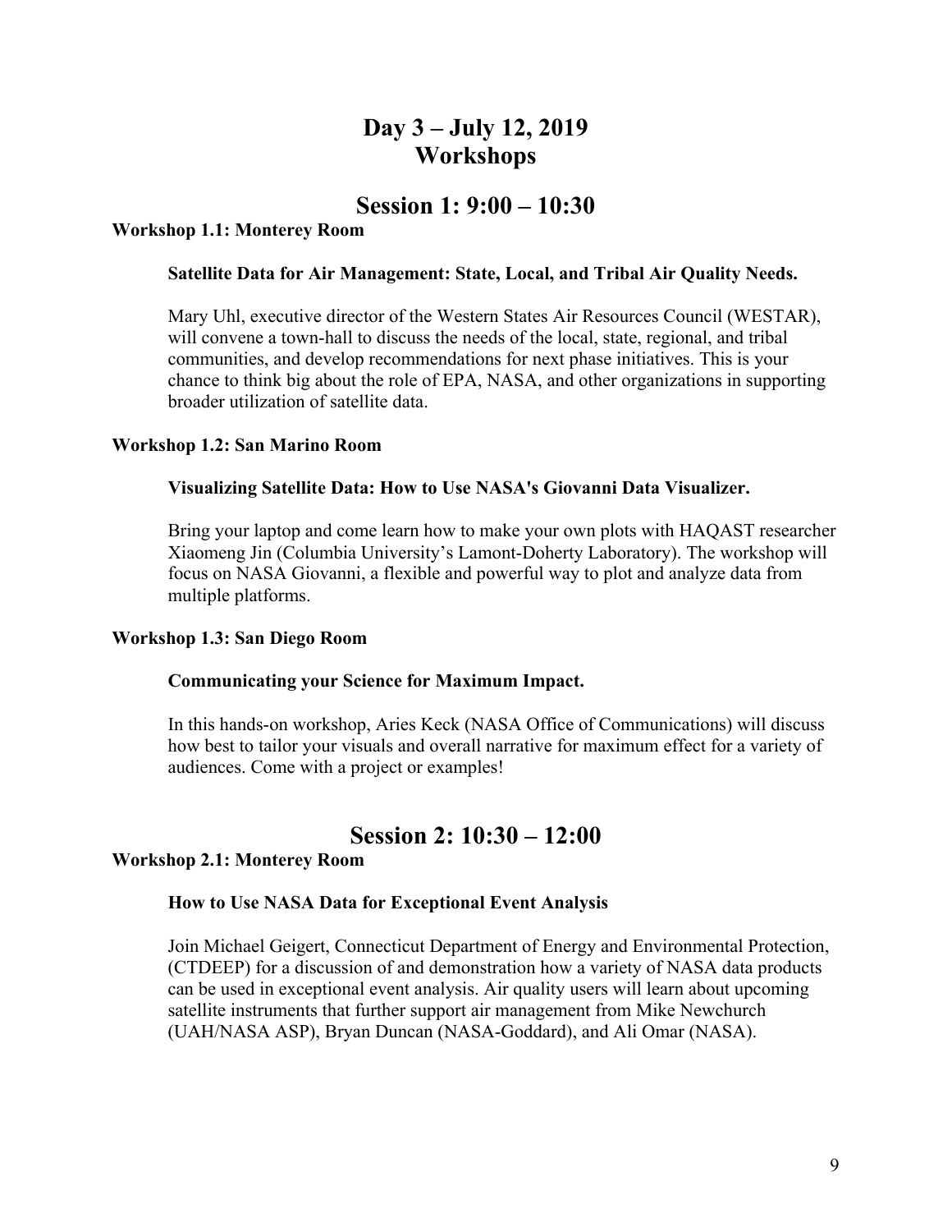# Day 3 – July 12, 2019
# Workshops

## Session 1: 9:00 – 10:30

**Workshop 1.1: Monterey Room**

**Satellite Data for Air Management: State, Local, and Tribal Air Quality Needs.**

Mary Uhl, executive director of the Western States Air Resources Council (WESTAR), will convene a town-hall to discuss the needs of the local, state, regional, and tribal communities, and develop recommendations for next phase initiatives. This is your chance to think big about the role of EPA, NASA, and other organizations in supporting broader utilization of satellite data.

**Workshop 1.2: San Marino Room**

**Visualizing Satellite Data: How to Use NASA's Giovanni Data Visualizer.**

Bring your laptop and come learn how to make your own plots with HAQAST researcher Xiaomeng Jin (Columbia University's Lamont-Doherty Laboratory). The workshop will focus on NASA Giovanni, a flexible and powerful way to plot and analyze data from multiple platforms.

**Workshop 1.3: San Diego Room**

**Communicating your Science for Maximum Impact.**

In this hands-on workshop, Aries Keck (NASA Office of Communications) will discuss how best to tailor your visuals and overall narrative for maximum effect for a variety of audiences. Come with a project or examples!

## Session 2: 10:30 – 12:00

**Workshop 2.1: Monterey Room**

**How to Use NASA Data for Exceptional Event Analysis**

Join Michael Geigert, Connecticut Department of Energy and Environmental Protection, (CTDEEP) for a discussion of and demonstration how a variety of NASA data products can be used in exceptional event analysis. Air quality users will learn about upcoming satellite instruments that further support air management from Mike Newchurch (UAH/NASA ASP), Bryan Duncan (NASA-Goddard), and Ali Omar (NASA).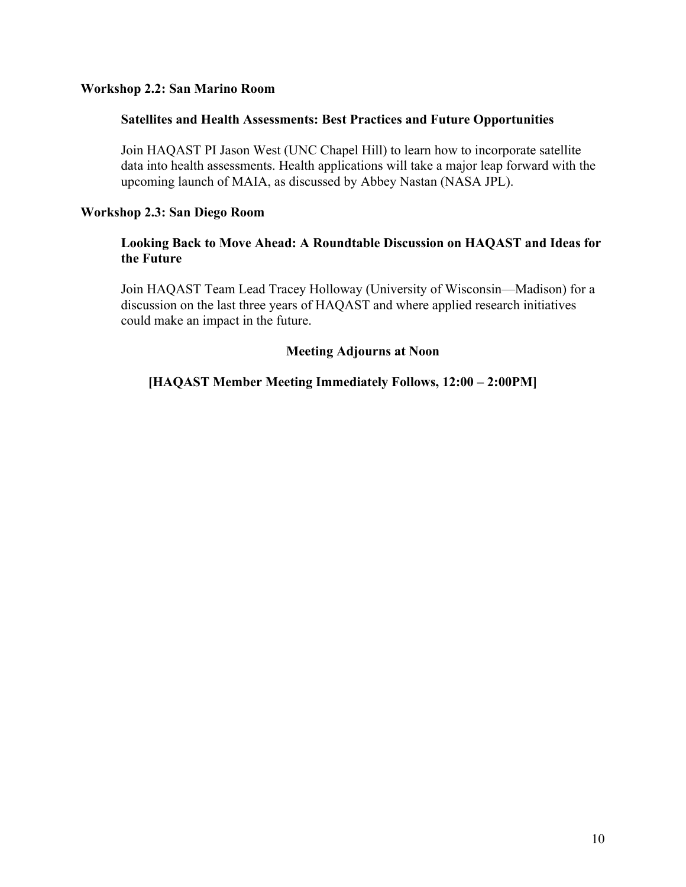### Workshop 2.2: San Marino Room

**Satellites and Health Assessments: Best Practices and Future Opportunities**

Join HAQAST PI Jason West (UNC Chapel Hill) to learn how to incorporate satellite data into health assessments. Health applications will take a major leap forward with the upcoming launch of MAIA, as discussed by Abbey Nastan (NASA JPL).

### Workshop 2.3: San Diego Room

**Looking Back to Move Ahead: A Roundtable Discussion on HAQAST and Ideas for the Future**

Join HAQAST Team Lead Tracey Holloway (University of Wisconsin—Madison) for a discussion on the last three years of HAQAST and where applied research initiatives could make an impact in the future.

**Meeting Adjourns at Noon**

**[HAQAST Member Meeting Immediately Follows, 12:00 – 2:00PM]**